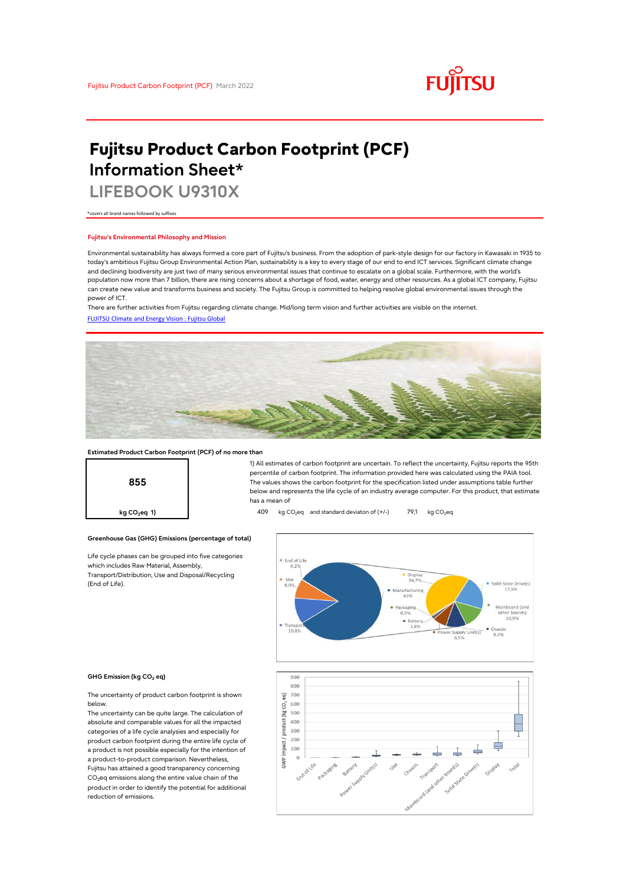# Fujitsu Product Carbon Footprint (PCF) Information Sheet*

## LIFEBOOK U9310X

*covers all brand names followed by suffixes

### Fujitsu's Environmental Philosophy and Mission

Environmental sustainability has always formed a core part of Fujitsu's business. From the adoption of park-style design for our factory in Kawasaki in 1935 to today's ambitious Fujitsu Group Environmental Action Plan, sustainability is a key to every stage of our end to end ICT services. Significant climate change and declining biodiversity are just two of many serious environmental issues that continue to escalate on a global scale. Furthermore, with the world's population now more than 7 billion, there are rising concerns about a shortage of food, water, energy and other resources. As a global ICT company, Fujitsu can create new value and transforms business and society. The Fujitsu Group is committed to helping resolve global environmental issues through the power of ICT.

There are further activities from Fujitsu regarding climate change. Mid/long term vision and further activities are visible on the internet.

[FUJITSU Climate and Energy Vision : Fujitsu Global]

### Estimated Product Carbon Footprint (PCF) of no more than

**855**

kg $CO_2$eq 1)

1) All estimates of carbon footprint are uncertain. To reflect the uncertainty, Fujitsu reports the 95th percentile of carbon footprint. The information provided here was calculated using the PAIA tool. The values shows the carbon footprint for the specification listed under assumptions table further below and represents the life cycle of an industry average computer. For this product, that estimate has a mean of 409 kg $CO_2$eq and standard deviaton of (+/-) 79,1 kg $CO_2$eq

### Greenhouse Gas (GHG) Emissions (percentage of total)

Life cycle phases can be grouped into five categories which includes Raw Material, Assembly, Transport/Distribution, Use and Disposal/Recycling (End of Life).

| Phase | Share |
|---|---|
| End of Life | 0,2% |
| Use | 8,0% |
| Transport | 10,8% |
| Manufacturing | 81% |

| Manufacturing component | Share |
|---|---|
| Display | 34,7% |
| Solid State Drive(s) | 17,5% |
| Mainboard (and other boards) | 10,9% |
| Chassis | 9,4% |
| Power Supply Unit(s) | 6,5% |
| Battery | 1,6% |
| Packaging | 0,5% |

### GHG Emission (kg $CO_2$ eq)

The uncertainty of product carbon footprint is shown below.

The uncertainty can be quite large. The calculation of absolute and comparable values for all the impacted categories of a life cycle analysis and especially for product carbon footprint during the entire life cycle of a product is not possible especially for the intention of a product-to-product comparison. Nevertheless, Fujitsu has attained a good transparency concerning $CO_2$eq emissions along the entire value chain of the product in order to identify the potential for additional reduction of emissions.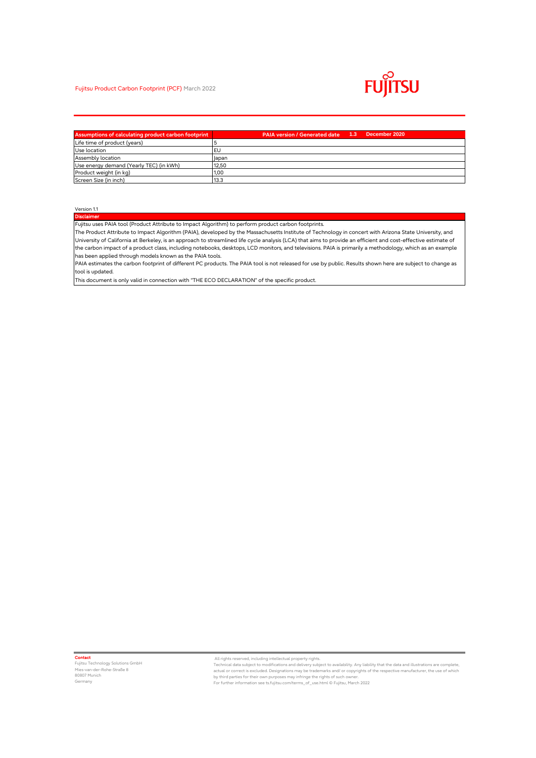Fujitsu Product Carbon Footprint (PCF) March 2022

| Assumptions of calculating product carbon footprint | PAIA version / Generated date 1.3 December 2020 |
| --- | --- |
| Life time of product (years) | 5 |
| Use location | EU |
| Assembly location | Japan |
| Use energy demand (Yearly TEC) (in kWh) | 12,50 |
| Product weight (in kg) | 1,00 |
| Screen Size (in inch) | 13.3 |

Version 1.1

**Disclaimer**

Fujitsu uses PAIA tool (Product Attribute to Impact Algorithm) to perform product carbon footprints.

The Product Attribute to Impact Algorithm (PAIA), developed by the Massachusetts Institute of Technology in concert with Arizona State University, and University of California at Berkeley, is an approach to streamlined life cycle analysis (LCA) that aims to provide an efficient and cost-effective estimate of the carbon impact of a product class, including notebooks, desktops, LCD monitors, and televisions. PAIA is primarily a methodology, which as an example has been applied through models known as the PAIA tools.

PAIA estimates the carbon footprint of different PC products. The PAIA tool is not released for use by public. Results shown here are subject to change as tool is updated.

This document is only valid in connection with "THE ECO DECLARATION" of the specific product.

**Contact**
Fujitsu Technology Solutions GmbH
Mies-van-der-Rohe-Straße 8
80807 Munich
Germany

All rights reserved, including intellectual property rights.
Technical data subject to modifications and delivery subject to availability. Any liability that the data and illustrations are complete, actual or correct is excluded. Designations may be trademarks and/ or copyrights of the respective manufacturer, the use of which by third parties for their own purposes may infringe the rights of such owner.
For further information see ts.fujitsu.com/terms_of_use.html © Fujitsu, March 2022